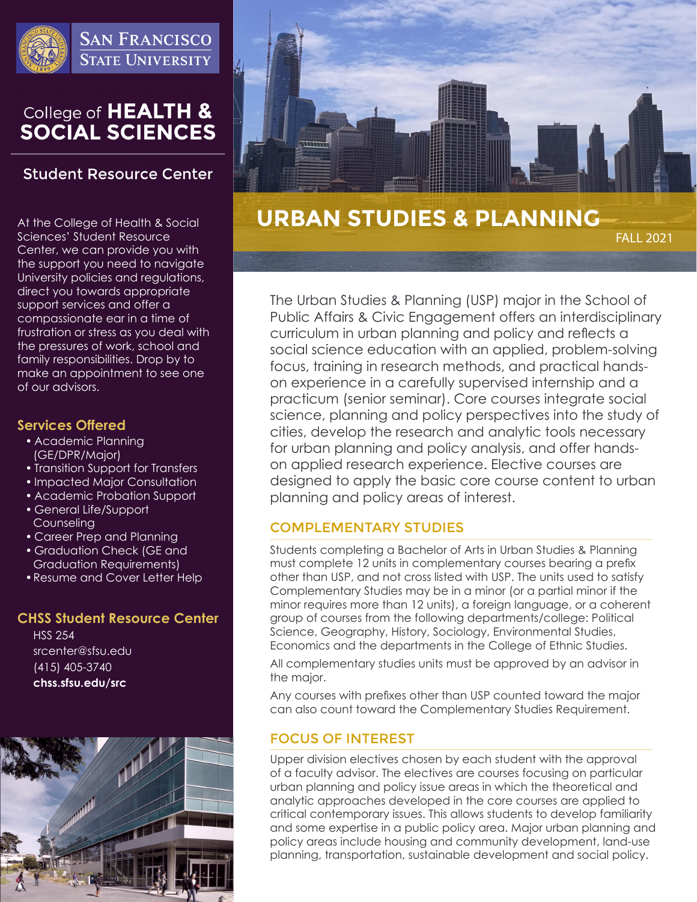San Francisco State University

College of **HEALTH & SOCIAL SCIENCES**

## Student Resource Center

At the College of Health & Social Sciences' Student Resource Center, we can provide you with the support you need to navigate University policies and regulations, direct you towards appropriate support services and offer a compassionate ear in a time of frustration or stress as you deal with the pressures of work, school and family responsibilities. Drop by to make an appointment to see one of our advisors.

### Services Offered

- Academic Planning (GE/DPR/Major)
- Transition Support for Transfers
- Impacted Major Consultation
- Academic Probation Support
- General Life/Support Counseling
- Career Prep and Planning
- Graduation Check (GE and Graduation Requirements)
- Resume and Cover Letter Help

### CHSS Student Resource Center

HSS 254
srcenter@sfsu.edu
(415) 405-3740
**chss.sfsu.edu/src**

# URBAN STUDIES & PLANNING

FALL 2021

The Urban Studies & Planning (USP) major in the School of Public Affairs & Civic Engagement offers an interdisciplinary curriculum in urban planning and policy and reflects a social science education with an applied, problem-solving focus, training in research methods, and practical hands-on experience in a carefully supervised internship and a practicum (senior seminar). Core courses integrate social science, planning and policy perspectives into the study of cities, develop the research and analytic tools necessary for urban planning and policy analysis, and offer hands-on applied research experience. Elective courses are designed to apply the basic core course content to urban planning and policy areas of interest.

## COMPLEMENTARY STUDIES

Students completing a Bachelor of Arts in Urban Studies & Planning must complete 12 units in complementary courses bearing a prefix other than USP, and not cross listed with USP. The units used to satisfy Complementary Studies may be in a minor (or a partial minor if the minor requires more than 12 units), a foreign language, or a coherent group of courses from the following departments/college: Political Science, Geography, History, Sociology, Environmental Studies, Economics and the departments in the College of Ethnic Studies.

All complementary studies units must be approved by an advisor in the major.

Any courses with prefixes other than USP counted toward the major can also count toward the Complementary Studies Requirement.

## FOCUS OF INTEREST

Upper division electives chosen by each student with the approval of a faculty advisor. The electives are courses focusing on particular urban planning and policy issue areas in which the theoretical and analytic approaches developed in the core courses are applied to critical contemporary issues. This allows students to develop familiarity and some expertise in a public policy area. Major urban planning and policy areas include housing and community development, land-use planning, transportation, sustainable development and social policy.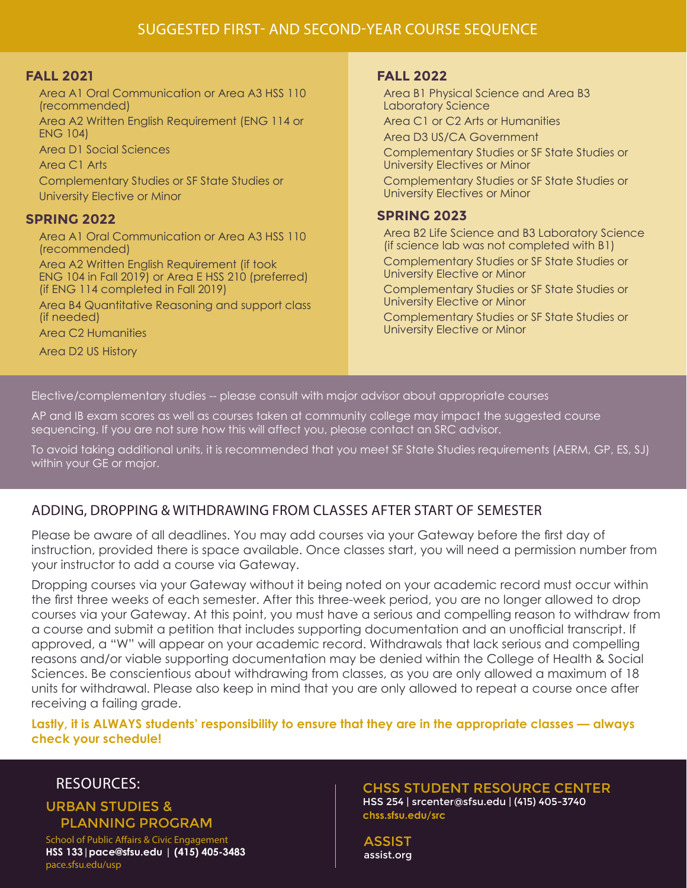## SUGGESTED FIRST- AND SECOND-YEAR COURSE SEQUENCE

### FALL 2021

- Area A1 Oral Communication or Area A3 HSS 110 (recommended)
- Area A2 Written English Requirement (ENG 114 or ENG 104)
- Area D1 Social Sciences
- Area C1 Arts
- Complementary Studies or SF State Studies or University Elective or Minor

### SPRING 2022

- Area A1 Oral Communication or Area A3 HSS 110 (recommended)
- Area A2 Written English Requirement (if took ENG 104 in Fall 2019) or Area E HSS 210 (preferred) (if ENG 114 completed in Fall 2019)
- Area B4 Quantitative Reasoning and support class (if needed)
- Area C2 Humanities
- Area D2 US History

### FALL 2022

- Area B1 Physical Science and Area B3 Laboratory Science
- Area C1 or C2 Arts or Humanities
- Area D3 US/CA Government
- Complementary Studies or SF State Studies or University Electives or Minor
- Complementary Studies or SF State Studies or University Electives or Minor

### SPRING 2023

- Area B2 Life Science and B3 Laboratory Science (if science lab was not completed with B1)
- Complementary Studies or SF State Studies or University Elective or Minor
- Complementary Studies or SF State Studies or University Elective or Minor
- Complementary Studies or SF State Studies or University Elective or Minor

Elective/complementary studies -- please consult with major advisor about appropriate courses

AP and IB exam scores as well as courses taken at community college may impact the suggested course sequencing. If you are not sure how this will affect you, please contact an SRC advisor.

To avoid taking additional units, it is recommended that you meet SF State Studies requirements (AERM, GP, ES, SJ) within your GE or major.

## ADDING, DROPPING & WITHDRAWING FROM CLASSES AFTER START OF SEMESTER

Please be aware of all deadlines. You may add courses via your Gateway before the first day of instruction, provided there is space available. Once classes start, you will need a permission number from your instructor to add a course via Gateway.

Dropping courses via your Gateway without it being noted on your academic record must occur within the first three weeks of each semester. After this three-week period, you are no longer allowed to drop courses via your Gateway. At this point, you must have a serious and compelling reason to withdraw from a course and submit a petition that includes supporting documentation and an unofficial transcript. If approved, a "W" will appear on your academic record. Withdrawals that lack serious and compelling reasons and/or viable supporting documentation may be denied within the College of Health & Social Sciences. Be conscientious about withdrawing from classes, as you are only allowed a maximum of 18 units for withdrawal. Please also keep in mind that you are only allowed to repeat a course once after receiving a failing grade.

**Lastly, it is ALWAYS students' responsibility to ensure that they are in the appropriate classes — always check your schedule!**

## RESOURCES:

### URBAN STUDIES & PLANNING PROGRAM

School of Public Affairs & Civic Engagement
**HSS 133 | pace@sfsu.edu | (415) 405-3483**
pace.sfsu.edu/usp

### CHSS STUDENT RESOURCE CENTER

**HSS 254 | srcenter@sfsu.edu | (415) 405-3740**
chss.sfsu.edu/src

### ASSIST

assist.org